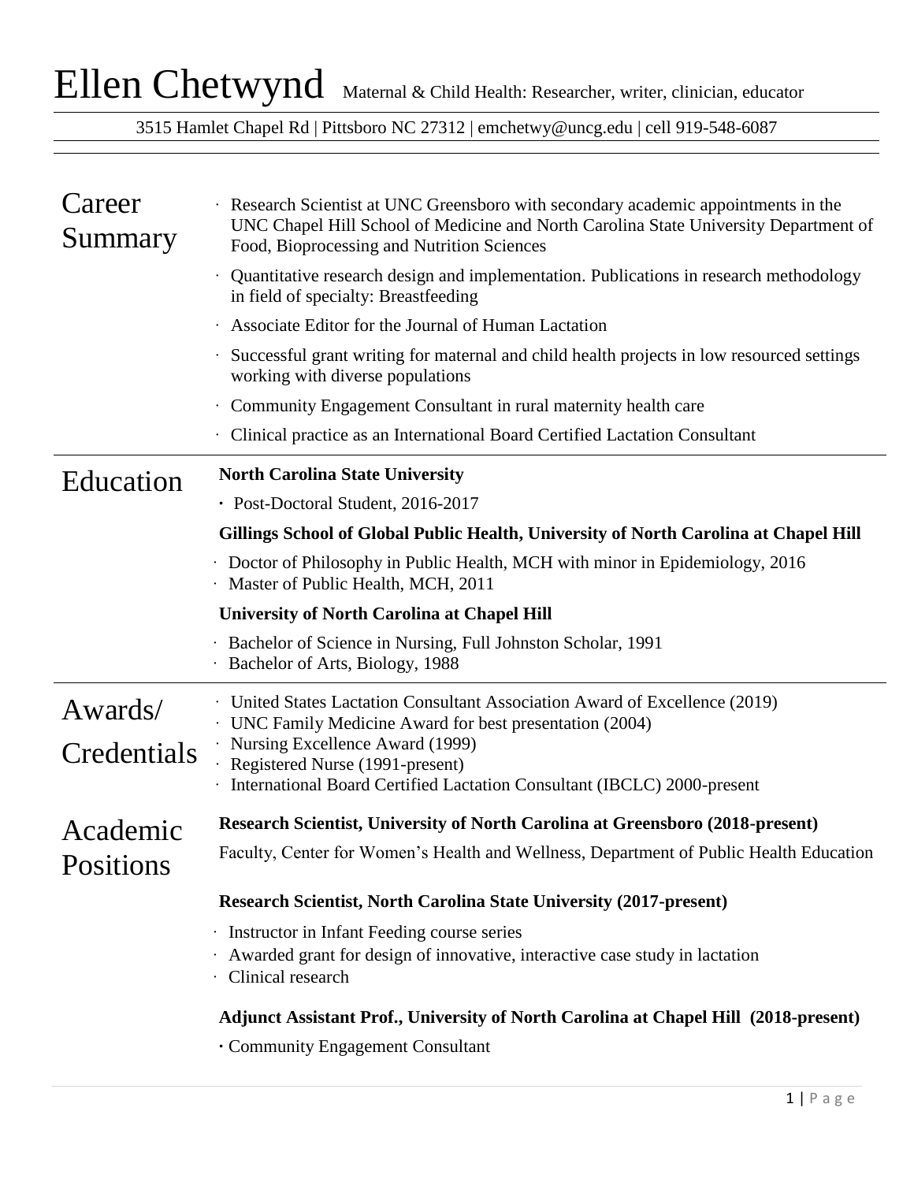# Ellen Chetwynd

Maternal & Child Health: Researcher, writer, clinician, educator

3515 Hamlet Chapel Rd | Pittsboro NC 27312 | emchetwy@uncg.edu | cell 919-548-6087

## Career Summary

- Research Scientist at UNC Greensboro with secondary academic appointments in the UNC Chapel Hill School of Medicine and North Carolina State University Department of Food, Bioprocessing and Nutrition Sciences
- Quantitative research design and implementation. Publications in research methodology in field of specialty: Breastfeeding
- Associate Editor for the Journal of Human Lactation
- Successful grant writing for maternal and child health projects in low resourced settings working with diverse populations
- Community Engagement Consultant in rural maternity health care
- Clinical practice as an International Board Certified Lactation Consultant

## Education

**North Carolina State University**

- Post-Doctoral Student, 2016-2017

**Gillings School of Global Public Health, University of North Carolina at Chapel Hill**

- Doctor of Philosophy in Public Health, MCH with minor in Epidemiology, 2016
- Master of Public Health, MCH, 2011

**University of North Carolina at Chapel Hill**

- Bachelor of Science in Nursing, Full Johnston Scholar, 1991
- Bachelor of Arts, Biology, 1988

## Awards/ Credentials

- United States Lactation Consultant Association Award of Excellence (2019)
- UNC Family Medicine Award for best presentation (2004)
- Nursing Excellence Award (1999)
- Registered Nurse (1991-present)
- International Board Certified Lactation Consultant (IBCLC) 2000-present

## Academic Positions

**Research Scientist, University of North Carolina at Greensboro (2018-present)**

Faculty, Center for Women's Health and Wellness, Department of Public Health Education

**Research Scientist, North Carolina State University (2017-present)**

- Instructor in Infant Feeding course series
- Awarded grant for design of innovative, interactive case study in lactation
- Clinical research

**Adjunct Assistant Prof., University of North Carolina at Chapel Hill (2018-present)**

- Community Engagement Consultant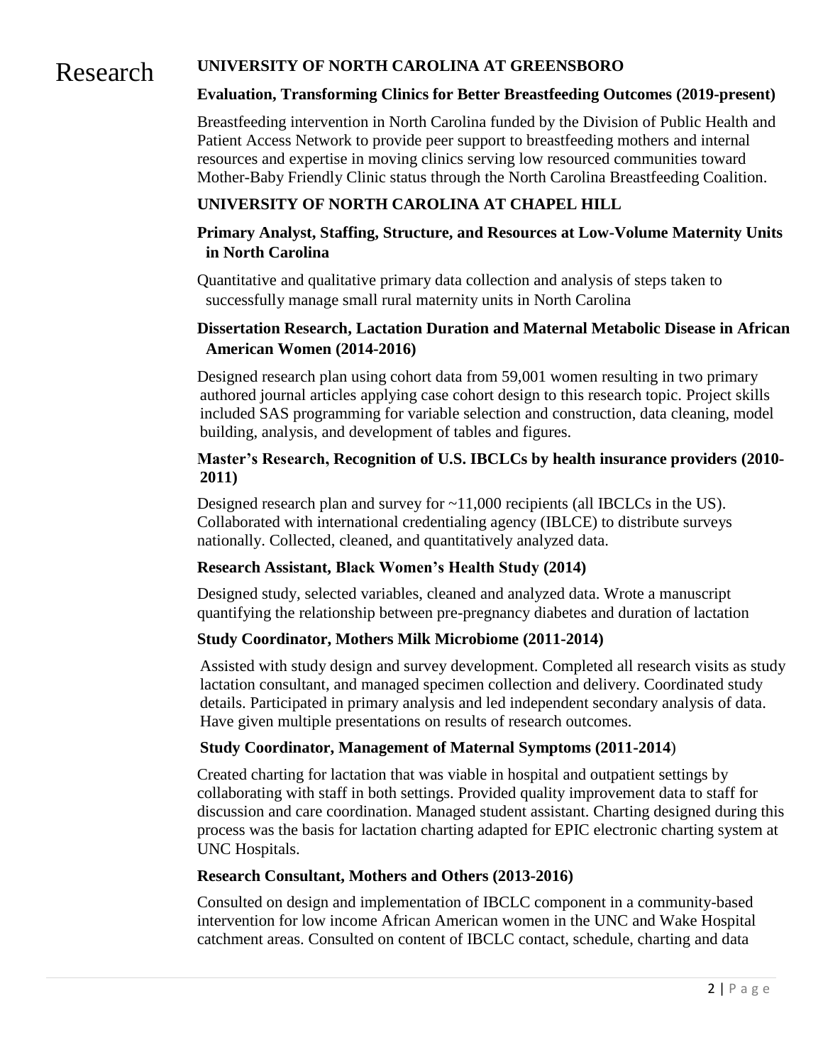# Research

## UNIVERSITY OF NORTH CAROLINA AT GREENSBORO

### Evaluation, Transforming Clinics for Better Breastfeeding Outcomes (2019-present)

Breastfeeding intervention in North Carolina funded by the Division of Public Health and Patient Access Network to provide peer support to breastfeeding mothers and internal resources and expertise in moving clinics serving low resourced communities toward Mother-Baby Friendly Clinic status through the North Carolina Breastfeeding Coalition.

## UNIVERSITY OF NORTH CAROLINA AT CHAPEL HILL

### Primary Analyst, Staffing, Structure, and Resources at Low-Volume Maternity Units in North Carolina

Quantitative and qualitative primary data collection and analysis of steps taken to successfully manage small rural maternity units in North Carolina

### Dissertation Research, Lactation Duration and Maternal Metabolic Disease in African American Women (2014-2016)

Designed research plan using cohort data from 59,001 women resulting in two primary authored journal articles applying case cohort design to this research topic. Project skills included SAS programming for variable selection and construction, data cleaning, model building, analysis, and development of tables and figures.

### Master's Research, Recognition of U.S. IBCLCs by health insurance providers (2010-2011)

Designed research plan and survey for ~11,000 recipients (all IBCLCs in the US). Collaborated with international credentialing agency (IBLCE) to distribute surveys nationally. Collected, cleaned, and quantitatively analyzed data.

### Research Assistant, Black Women's Health Study (2014)

Designed study, selected variables, cleaned and analyzed data. Wrote a manuscript quantifying the relationship between pre-pregnancy diabetes and duration of lactation

### Study Coordinator, Mothers Milk Microbiome (2011-2014)

Assisted with study design and survey development. Completed all research visits as study lactation consultant, and managed specimen collection and delivery. Coordinated study details. Participated in primary analysis and led independent secondary analysis of data. Have given multiple presentations on results of research outcomes.

### Study Coordinator, Management of Maternal Symptoms (2011-2014)

Created charting for lactation that was viable in hospital and outpatient settings by collaborating with staff in both settings. Provided quality improvement data to staff for discussion and care coordination. Managed student assistant. Charting designed during this process was the basis for lactation charting adapted for EPIC electronic charting system at UNC Hospitals.

### Research Consultant, Mothers and Others (2013-2016)

Consulted on design and implementation of IBCLC component in a community-based intervention for low income African American women in the UNC and Wake Hospital catchment areas. Consulted on content of IBCLC contact, schedule, charting and data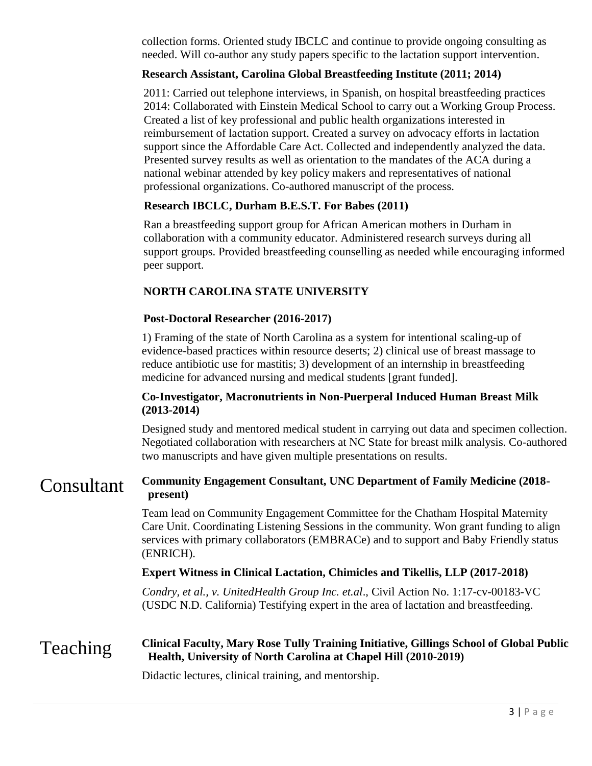collection forms. Oriented study IBCLC and continue to provide ongoing consulting as needed. Will co-author any study papers specific to the lactation support intervention.

**Research Assistant, Carolina Global Breastfeeding Institute (2011; 2014)**

2011: Carried out telephone interviews, in Spanish, on hospital breastfeeding practices
2014: Collaborated with Einstein Medical School to carry out a Working Group Process. Created a list of key professional and public health organizations interested in reimbursement of lactation support. Created a survey on advocacy efforts in lactation support since the Affordable Care Act. Collected and independently analyzed the data. Presented survey results as well as orientation to the mandates of the ACA during a national webinar attended by key policy makers and representatives of national professional organizations. Co-authored manuscript of the process.

**Research IBCLC, Durham B.E.S.T. For Babes (2011)**

Ran a breastfeeding support group for African American mothers in Durham in collaboration with a community educator. Administered research surveys during all support groups. Provided breastfeeding counselling as needed while encouraging informed peer support.

**NORTH CAROLINA STATE UNIVERSITY**

**Post-Doctoral Researcher (2016-2017)**

1) Framing of the state of North Carolina as a system for intentional scaling-up of evidence-based practices within resource deserts; 2) clinical use of breast massage to reduce antibiotic use for mastitis; 3) development of an internship in breastfeeding medicine for advanced nursing and medical students [grant funded].

**Co-Investigator, Macronutrients in Non-Puerperal Induced Human Breast Milk (2013-2014)**

Designed study and mentored medical student in carrying out data and specimen collection. Negotiated collaboration with researchers at NC State for breast milk analysis. Co-authored two manuscripts and have given multiple presentations on results.

# Consultant

**Community Engagement Consultant, UNC Department of Family Medicine (2018-present)**

Team lead on Community Engagement Committee for the Chatham Hospital Maternity Care Unit. Coordinating Listening Sessions in the community. Won grant funding to align services with primary collaborators (EMBRACe) and to support and Baby Friendly status (ENRICH).

**Expert Witness in Clinical Lactation, Chimicles and Tikellis, LLP (2017-2018)**

*Condry, et al., v. UnitedHealth Group Inc. et.al*., Civil Action No. 1:17-cv-00183-VC (USDC N.D. California) Testifying expert in the area of lactation and breastfeeding.

# Teaching

**Clinical Faculty, Mary Rose Tully Training Initiative, Gillings School of Global Public Health, University of North Carolina at Chapel Hill (2010-2019)**

Didactic lectures, clinical training, and mentorship.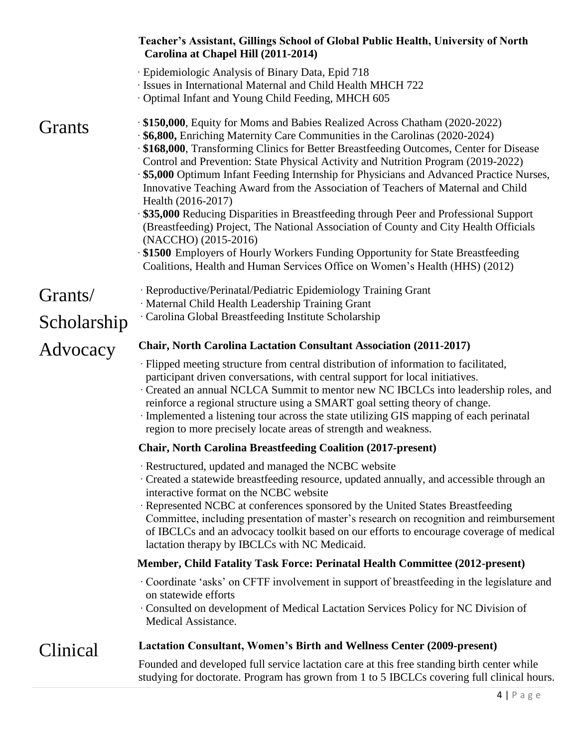**Teacher's Assistant, Gillings School of Global Public Health, University of North Carolina at Chapel Hill (2011-2014)**

- Epidemiologic Analysis of Binary Data, Epid 718
- Issues in International Maternal and Child Health MHCH 722
- Optimal Infant and Young Child Feeding, MHCH 605

## Grants

- **$150,000**, Equity for Moms and Babies Realized Across Chatham (2020-2022)
- **$6,800,** Enriching Maternity Care Communities in the Carolinas (2020-2024)
- **$168,000**, Transforming Clinics for Better Breastfeeding Outcomes, Center for Disease Control and Prevention: State Physical Activity and Nutrition Program (2019-2022)
- **$5,000** Optimum Infant Feeding Internship for Physicians and Advanced Practice Nurses, Innovative Teaching Award from the Association of Teachers of Maternal and Child Health (2016-2017)
- **$35,000** Reducing Disparities in Breastfeeding through Peer and Professional Support (Breastfeeding) Project, The National Association of County and City Health Officials (NACCHO) (2015-2016)
- **$1500** Employers of Hourly Workers Funding Opportunity for State Breastfeeding Coalitions, Health and Human Services Office on Women's Health (HHS) (2012)

## Grants/ Scholarship

- Reproductive/Perinatal/Pediatric Epidemiology Training Grant
- Maternal Child Health Leadership Training Grant
- Carolina Global Breastfeeding Institute Scholarship

## Advocacy

**Chair, North Carolina Lactation Consultant Association (2011-2017)**

- Flipped meeting structure from central distribution of information to facilitated, participant driven conversations, with central support for local initiatives.
- Created an annual NCLCA Summit to mentor new NC IBCLCs into leadership roles, and reinforce a regional structure using a SMART goal setting theory of change.
- Implemented a listening tour across the state utilizing GIS mapping of each perinatal region to more precisely locate areas of strength and weakness.

**Chair, North Carolina Breastfeeding Coalition (2017-present)**

- Restructured, updated and managed the NCBC website
- Created a statewide breastfeeding resource, updated annually, and accessible through an interactive format on the NCBC website
- Represented NCBC at conferences sponsored by the United States Breastfeeding Committee, including presentation of master's research on recognition and reimbursement of IBCLCs and an advocacy toolkit based on our efforts to encourage coverage of medical lactation therapy by IBCLCs with NC Medicaid.

**Member, Child Fatality Task Force: Perinatal Health Committee (2012-present)**

- Coordinate 'asks' on CFTF involvement in support of breastfeeding in the legislature and on statewide efforts
- Consulted on development of Medical Lactation Services Policy for NC Division of Medical Assistance.

## Clinical

**Lactation Consultant, Women's Birth and Wellness Center (2009-present)**

Founded and developed full service lactation care at this free standing birth center while studying for doctorate. Program has grown from 1 to 5 IBCLCs covering full clinical hours.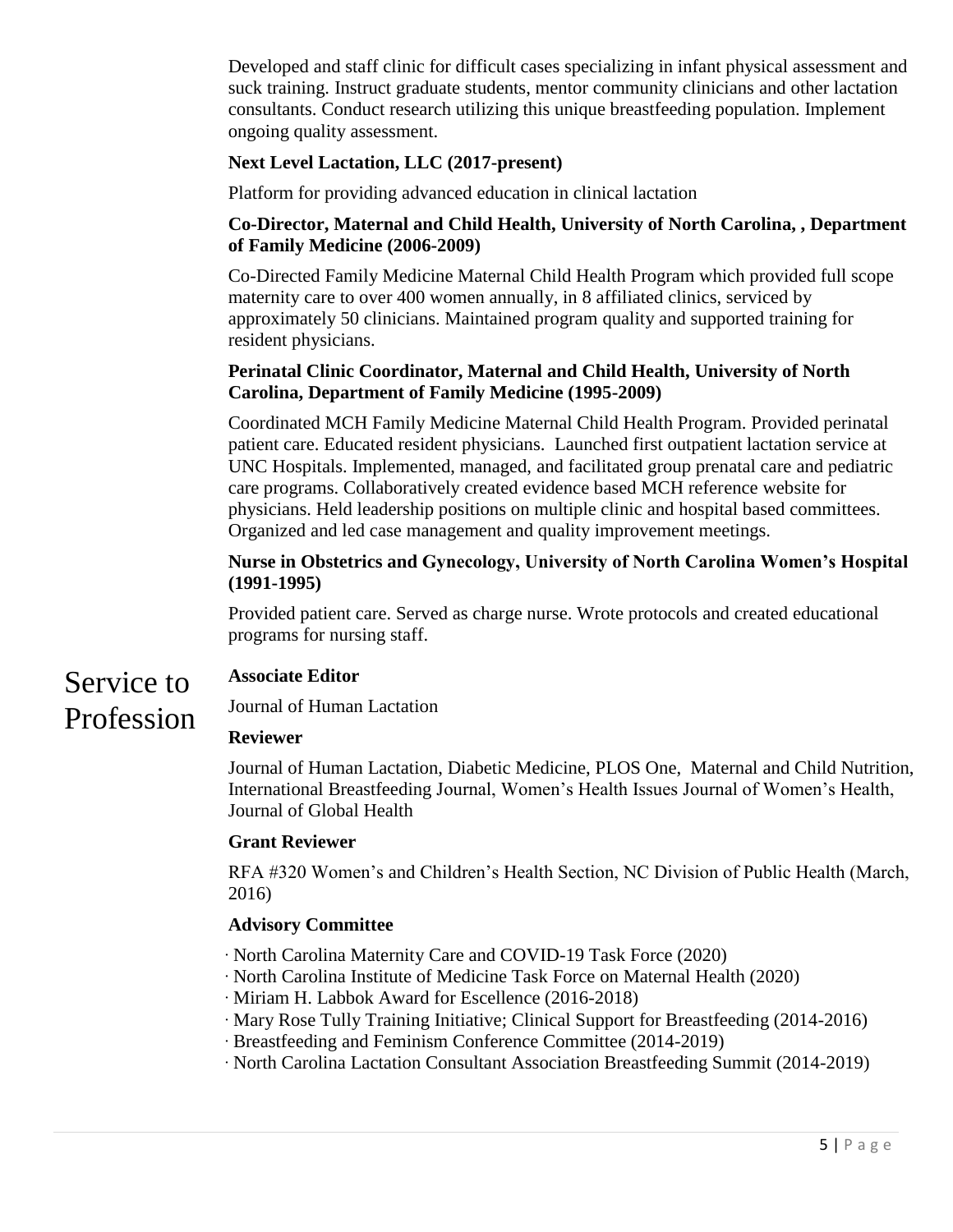Developed and staff clinic for difficult cases specializing in infant physical assessment and suck training. Instruct graduate students, mentor community clinicians and other lactation consultants. Conduct research utilizing this unique breastfeeding population. Implement ongoing quality assessment.

**Next Level Lactation, LLC (2017-present)**

Platform for providing advanced education in clinical lactation

**Co-Director, Maternal and Child Health, University of North Carolina, , Department of Family Medicine (2006-2009)**

Co-Directed Family Medicine Maternal Child Health Program which provided full scope maternity care to over 400 women annually, in 8 affiliated clinics, serviced by approximately 50 clinicians. Maintained program quality and supported training for resident physicians.

**Perinatal Clinic Coordinator, Maternal and Child Health, University of North Carolina, Department of Family Medicine (1995-2009)**

Coordinated MCH Family Medicine Maternal Child Health Program. Provided perinatal patient care. Educated resident physicians. Launched first outpatient lactation service at UNC Hospitals. Implemented, managed, and facilitated group prenatal care and pediatric care programs. Collaboratively created evidence based MCH reference website for physicians. Held leadership positions on multiple clinic and hospital based committees. Organized and led case management and quality improvement meetings.

**Nurse in Obstetrics and Gynecology, University of North Carolina Women's Hospital (1991-1995)**

Provided patient care. Served as charge nurse. Wrote protocols and created educational programs for nursing staff.

# Service to Profession

**Associate Editor**

Journal of Human Lactation

**Reviewer**

Journal of Human Lactation, Diabetic Medicine, PLOS One, Maternal and Child Nutrition, International Breastfeeding Journal, Women's Health Issues Journal of Women's Health, Journal of Global Health

**Grant Reviewer**

RFA #320 Women's and Children's Health Section, NC Division of Public Health (March, 2016)

**Advisory Committee**

- North Carolina Maternity Care and COVID-19 Task Force (2020)
- North Carolina Institute of Medicine Task Force on Maternal Health (2020)
- Miriam H. Labbok Award for Escellence (2016-2018)
- Mary Rose Tully Training Initiative; Clinical Support for Breastfeeding (2014-2016)
- Breastfeeding and Feminism Conference Committee (2014-2019)
- North Carolina Lactation Consultant Association Breastfeeding Summit (2014-2019)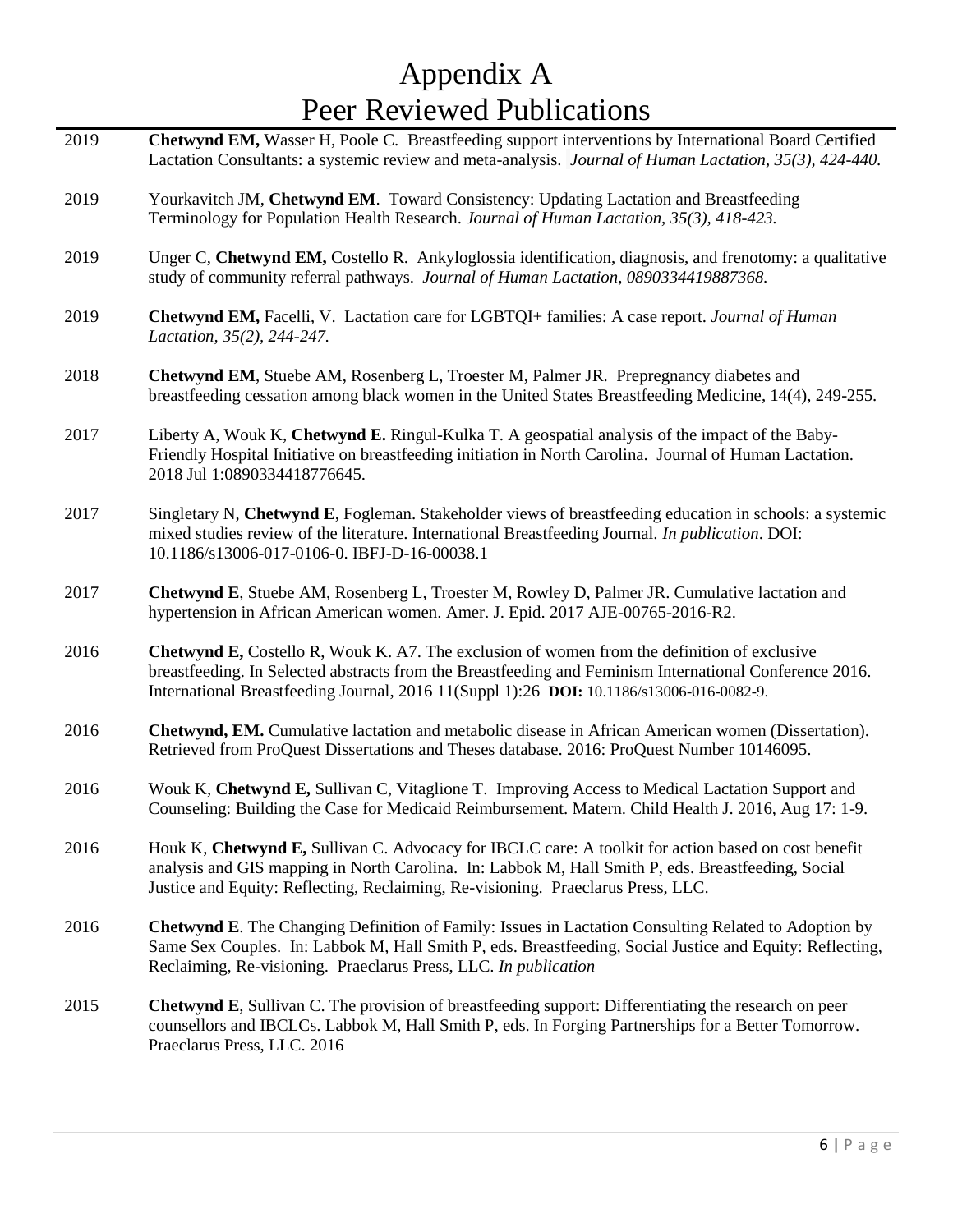# Appendix A
# Peer Reviewed Publications

2019 **Chetwynd EM,** Wasser H, Poole C. Breastfeeding support interventions by International Board Certified Lactation Consultants: a systemic review and meta-analysis. *Journal of Human Lactation, 35(3), 424-440.*

2019 Yourkavitch JM, **Chetwynd EM**. Toward Consistency: Updating Lactation and Breastfeeding Terminology for Population Health Research. *Journal of Human Lactation, 35(3), 418-423.*

2019 Unger C, **Chetwynd EM,** Costello R. Ankyloglossia identification, diagnosis, and frenotomy: a qualitative study of community referral pathways. *Journal of Human Lactation, 0890334419887368.*

2019 **Chetwynd EM,** Facelli, V. Lactation care for LGBTQI+ families: A case report. *Journal of Human Lactation, 35(2), 244-247.*

2018 **Chetwynd EM**, Stuebe AM, Rosenberg L, Troester M, Palmer JR. Prepregnancy diabetes and breastfeeding cessation among black women in the United States Breastfeeding Medicine, 14(4), 249-255.

2017 Liberty A, Wouk K, **Chetwynd E.** Ringul-Kulka T. A geospatial analysis of the impact of the Baby-Friendly Hospital Initiative on breastfeeding initiation in North Carolina. Journal of Human Lactation. 2018 Jul 1:0890334418776645.

2017 Singletary N, **Chetwynd E**, Fogleman. Stakeholder views of breastfeeding education in schools: a systemic mixed studies review of the literature. International Breastfeeding Journal. *In publication*. DOI: 10.1186/s13006-017-0106-0. IBFJ-D-16-00038.1

2017 **Chetwynd E**, Stuebe AM, Rosenberg L, Troester M, Rowley D, Palmer JR. Cumulative lactation and hypertension in African American women. Amer. J. Epid. 2017 AJE-00765-2016-R2.

2016 **Chetwynd E,** Costello R, Wouk K. A7. The exclusion of women from the definition of exclusive breastfeeding. In Selected abstracts from the Breastfeeding and Feminism International Conference 2016. International Breastfeeding Journal, 2016 11(Suppl 1):26 **DOI:** 10.1186/s13006-016-0082-9.

2016 **Chetwynd, EM.** Cumulative lactation and metabolic disease in African American women (Dissertation). Retrieved from ProQuest Dissertations and Theses database. 2016: ProQuest Number 10146095.

2016 Wouk K, **Chetwynd E,** Sullivan C, Vitaglione T. Improving Access to Medical Lactation Support and Counseling: Building the Case for Medicaid Reimbursement. Matern. Child Health J. 2016, Aug 17: 1-9.

2016 Houk K, **Chetwynd E,** Sullivan C. Advocacy for IBCLC care: A toolkit for action based on cost benefit analysis and GIS mapping in North Carolina. In: Labbok M, Hall Smith P, eds. Breastfeeding, Social Justice and Equity: Reflecting, Reclaiming, Re-visioning. Praeclarus Press, LLC.

2016 **Chetwynd E**. The Changing Definition of Family: Issues in Lactation Consulting Related to Adoption by Same Sex Couples. In: Labbok M, Hall Smith P, eds. Breastfeeding, Social Justice and Equity: Reflecting, Reclaiming, Re-visioning. Praeclarus Press, LLC. *In publication*

2015 **Chetwynd E**, Sullivan C. The provision of breastfeeding support: Differentiating the research on peer counsellors and IBCLCs. Labbok M, Hall Smith P, eds. In Forging Partnerships for a Better Tomorrow. Praeclarus Press, LLC. 2016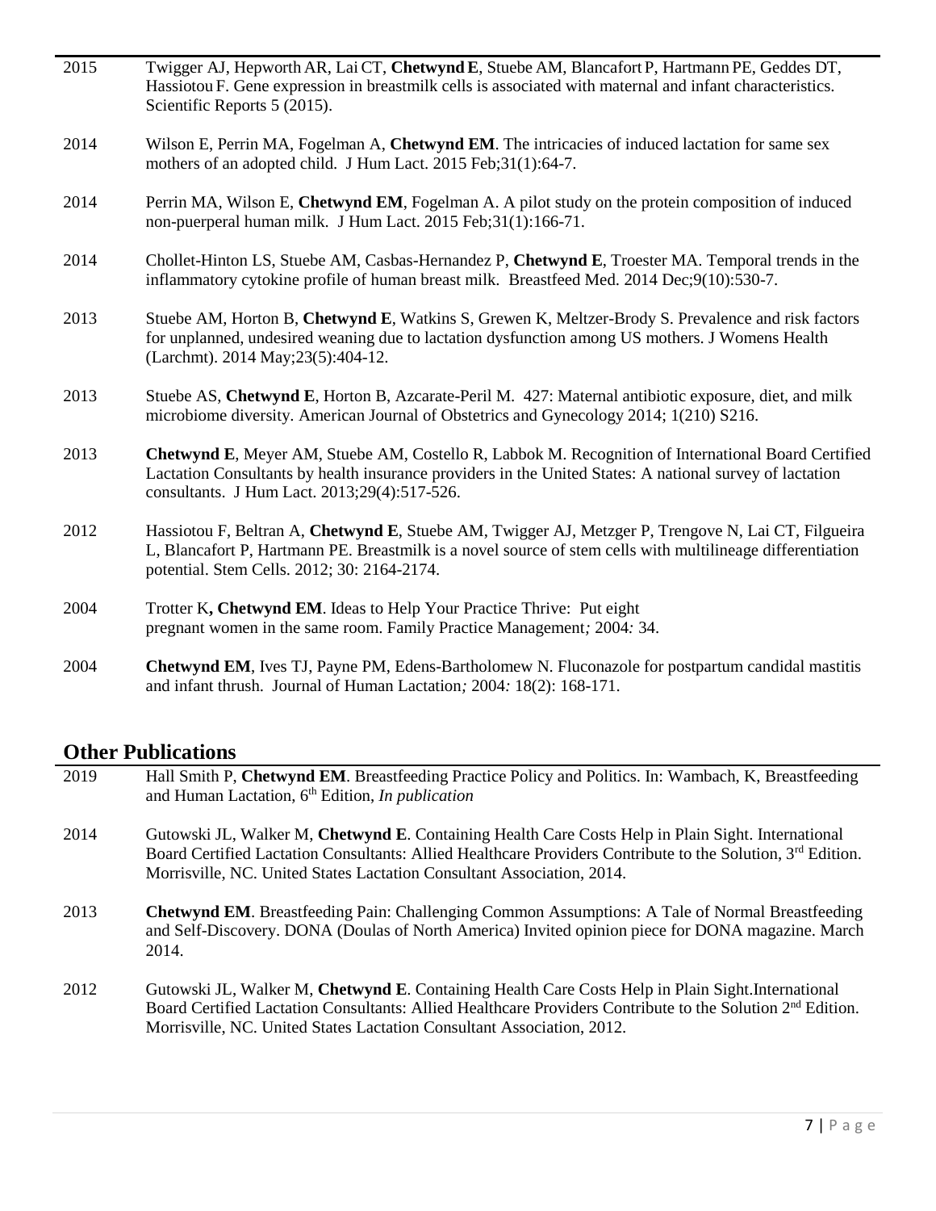2015 Twigger AJ, Hepworth AR, Lai CT, **Chetwynd E**, Stuebe AM, Blancafort P, Hartmann PE, Geddes DT, Hassiotou F. Gene expression in breastmilk cells is associated with maternal and infant characteristics. Scientific Reports 5 (2015).

2014 Wilson E, Perrin MA, Fogelman A, **Chetwynd EM**. The intricacies of induced lactation for same sex mothers of an adopted child. J Hum Lact. 2015 Feb;31(1):64-7.

2014 Perrin MA, Wilson E, **Chetwynd EM**, Fogelman A. A pilot study on the protein composition of induced non-puerperal human milk. J Hum Lact. 2015 Feb;31(1):166-71.

2014 Chollet-Hinton LS, Stuebe AM, Casbas-Hernandez P, **Chetwynd E**, Troester MA. Temporal trends in the inflammatory cytokine profile of human breast milk. Breastfeed Med. 2014 Dec;9(10):530-7.

2013 Stuebe AM, Horton B, **Chetwynd E**, Watkins S, Grewen K, Meltzer-Brody S. Prevalence and risk factors for unplanned, undesired weaning due to lactation dysfunction among US mothers. J Womens Health (Larchmt). 2014 May;23(5):404-12.

2013 Stuebe AS, **Chetwynd E**, Horton B, Azcarate-Peril M. 427: Maternal antibiotic exposure, diet, and milk microbiome diversity. American Journal of Obstetrics and Gynecology 2014; 1(210) S216.

2013 **Chetwynd E**, Meyer AM, Stuebe AM, Costello R, Labbok M. Recognition of International Board Certified Lactation Consultants by health insurance providers in the United States: A national survey of lactation consultants. J Hum Lact. 2013;29(4):517-526.

2012 Hassiotou F, Beltran A, **Chetwynd E**, Stuebe AM, Twigger AJ, Metzger P, Trengove N, Lai CT, Filgueira L, Blancafort P, Hartmann PE. Breastmilk is a novel source of stem cells with multilineage differentiation potential. Stem Cells. 2012; 30: 2164-2174.

2004 Trotter K**, Chetwynd EM**. Ideas to Help Your Practice Thrive: Put eight pregnant women in the same room. Family Practice Management*;* 2004*:* 34.

2004 **Chetwynd EM**, Ives TJ, Payne PM, Edens-Bartholomew N. Fluconazole for postpartum candidal mastitis and infant thrush. Journal of Human Lactation*;* 2004*:* 18(2): 168-171.

## Other Publications

2019 Hall Smith P, **Chetwynd EM**. Breastfeeding Practice Policy and Politics. In: Wambach, K, Breastfeeding and Human Lactation, 6th Edition, *In publication*

2014 Gutowski JL, Walker M, **Chetwynd E**. Containing Health Care Costs Help in Plain Sight. International Board Certified Lactation Consultants: Allied Healthcare Providers Contribute to the Solution, 3rd Edition. Morrisville, NC. United States Lactation Consultant Association, 2014.

2013 **Chetwynd EM**. Breastfeeding Pain: Challenging Common Assumptions: A Tale of Normal Breastfeeding and Self-Discovery. DONA (Doulas of North America) Invited opinion piece for DONA magazine. March 2014.

2012 Gutowski JL, Walker M, **Chetwynd E**. Containing Health Care Costs Help in Plain Sight.International Board Certified Lactation Consultants: Allied Healthcare Providers Contribute to the Solution 2nd Edition. Morrisville, NC. United States Lactation Consultant Association, 2012.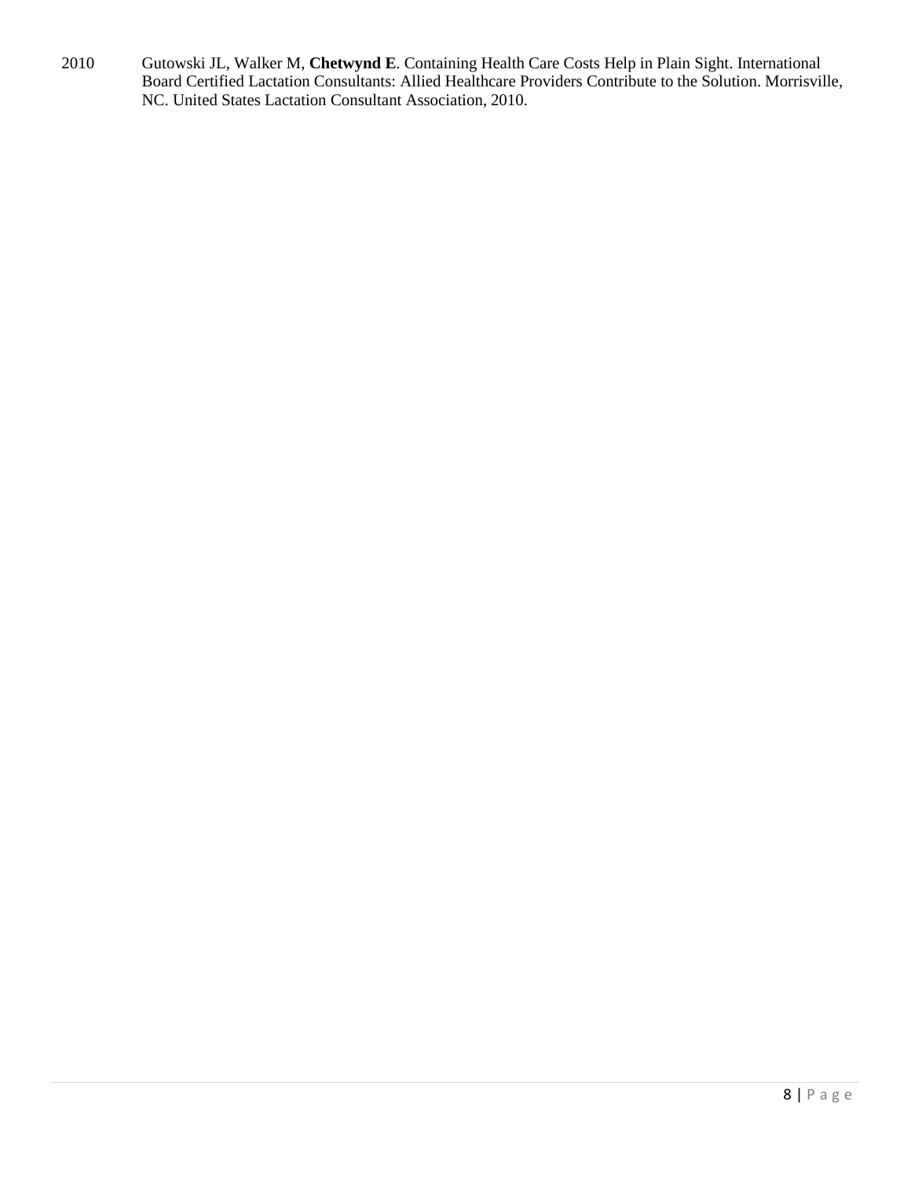2010 Gutowski JL, Walker M, **Chetwynd E**. Containing Health Care Costs Help in Plain Sight. International Board Certified Lactation Consultants: Allied Healthcare Providers Contribute to the Solution. Morrisville, NC. United States Lactation Consultant Association, 2010.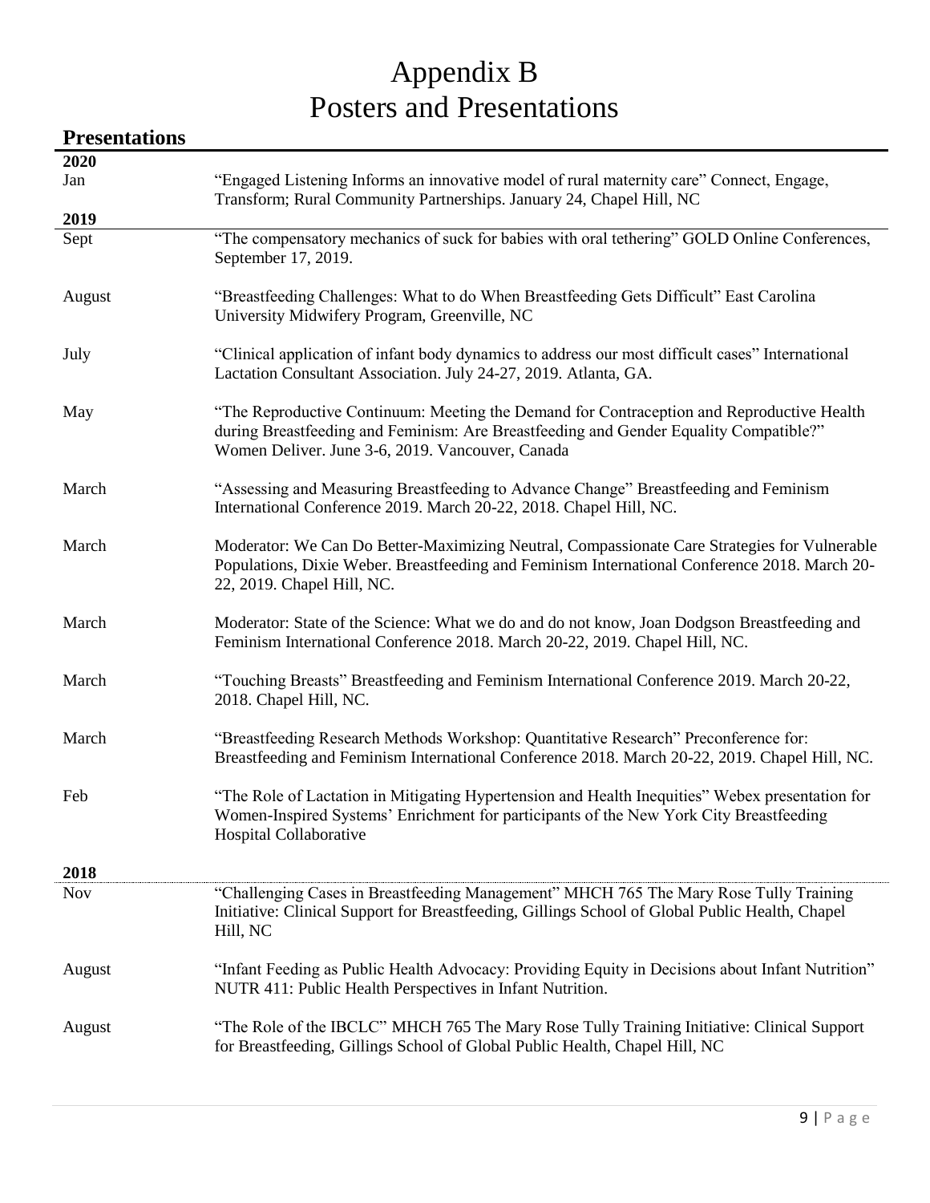# Appendix B
# Posters and Presentations

## Presentations

**2020**

Jan — "Engaged Listening Informs an innovative model of rural maternity care" Connect, Engage, Transform; Rural Community Partnerships. January 24, Chapel Hill, NC

**2019**

Sept — "The compensatory mechanics of suck for babies with oral tethering" GOLD Online Conferences, September 17, 2019.

August — "Breastfeeding Challenges: What to do When Breastfeeding Gets Difficult" East Carolina University Midwifery Program, Greenville, NC

July — "Clinical application of infant body dynamics to address our most difficult cases" International Lactation Consultant Association. July 24-27, 2019. Atlanta, GA.

May — "The Reproductive Continuum: Meeting the Demand for Contraception and Reproductive Health during Breastfeeding and Feminism: Are Breastfeeding and Gender Equality Compatible?" Women Deliver. June 3-6, 2019. Vancouver, Canada

March — "Assessing and Measuring Breastfeeding to Advance Change" Breastfeeding and Feminism International Conference 2019. March 20-22, 2018. Chapel Hill, NC.

March — Moderator: We Can Do Better-Maximizing Neutral, Compassionate Care Strategies for Vulnerable Populations, Dixie Weber. Breastfeeding and Feminism International Conference 2018. March 20-22, 2019. Chapel Hill, NC.

March — Moderator: State of the Science: What we do and do not know, Joan Dodgson Breastfeeding and Feminism International Conference 2018. March 20-22, 2019. Chapel Hill, NC.

March — "Touching Breasts" Breastfeeding and Feminism International Conference 2019. March 20-22, 2018. Chapel Hill, NC.

March — "Breastfeeding Research Methods Workshop: Quantitative Research" Preconference for: Breastfeeding and Feminism International Conference 2018. March 20-22, 2019. Chapel Hill, NC.

Feb — "The Role of Lactation in Mitigating Hypertension and Health Inequities" Webex presentation for Women-Inspired Systems' Enrichment for participants of the New York City Breastfeeding Hospital Collaborative

**2018**

Nov — "Challenging Cases in Breastfeeding Management" MHCH 765 The Mary Rose Tully Training Initiative: Clinical Support for Breastfeeding, Gillings School of Global Public Health, Chapel Hill, NC

August — "Infant Feeding as Public Health Advocacy: Providing Equity in Decisions about Infant Nutrition" NUTR 411: Public Health Perspectives in Infant Nutrition.

August — "The Role of the IBCLC" MHCH 765 The Mary Rose Tully Training Initiative: Clinical Support for Breastfeeding, Gillings School of Global Public Health, Chapel Hill, NC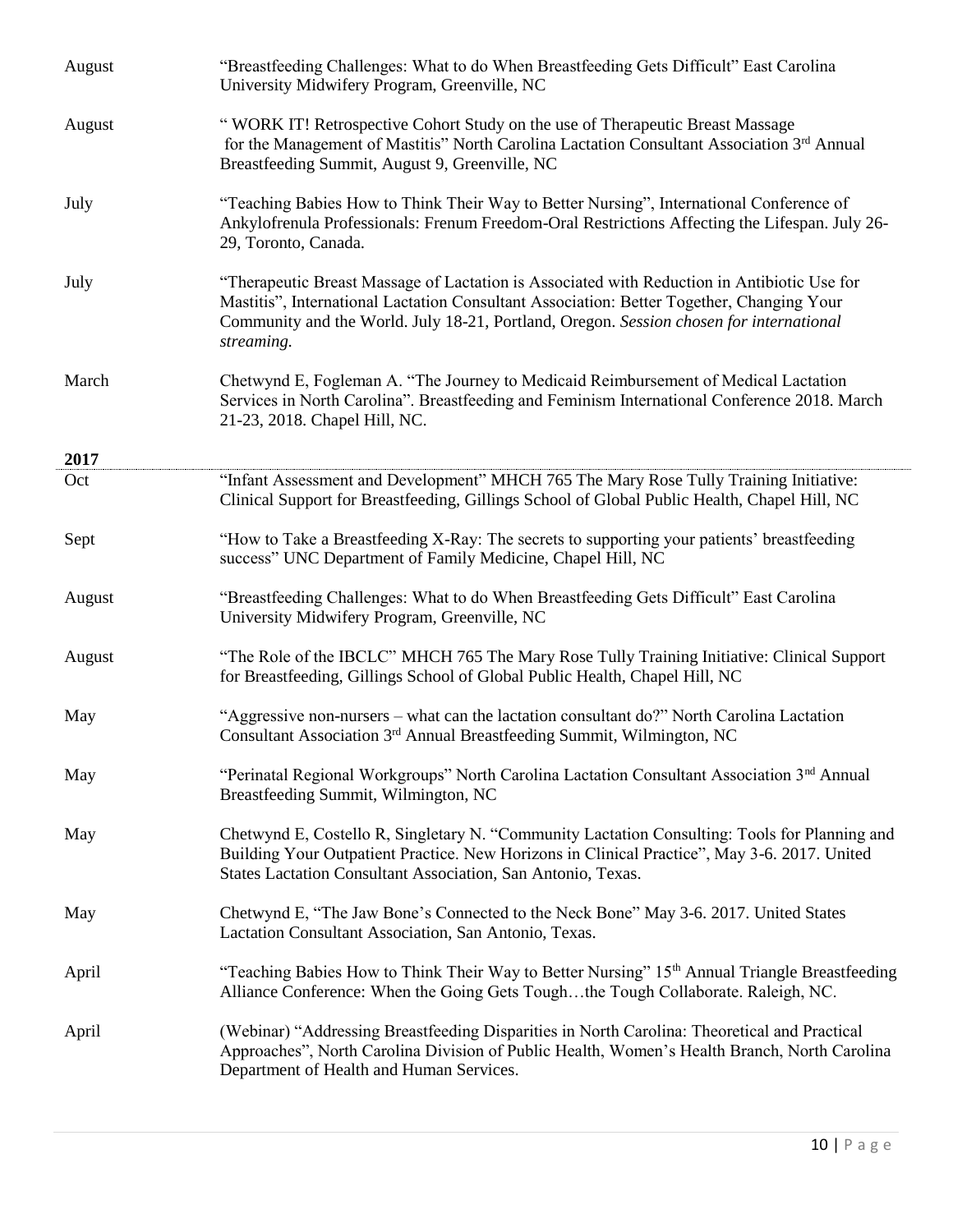| | |
|---|---|
| August | "Breastfeeding Challenges: What to do When Breastfeeding Gets Difficult" East Carolina University Midwifery Program, Greenville, NC |
| August | " WORK IT! Retrospective Cohort Study on the use of Therapeutic Breast Massage for the Management of Mastitis" North Carolina Lactation Consultant Association 3rd Annual Breastfeeding Summit, August 9, Greenville, NC |
| July | "Teaching Babies How to Think Their Way to Better Nursing", International Conference of Ankylofrenula Professionals: Frenum Freedom-Oral Restrictions Affecting the Lifespan. July 26-29, Toronto, Canada. |
| July | "Therapeutic Breast Massage of Lactation is Associated with Reduction in Antibiotic Use for Mastitis", International Lactation Consultant Association: Better Together, Changing Your Community and the World. July 18-21, Portland, Oregon. *Session chosen for international streaming.* |
| March | Chetwynd E, Fogleman A. "The Journey to Medicaid Reimbursement of Medical Lactation Services in North Carolina". Breastfeeding and Feminism International Conference 2018. March 21-23, 2018. Chapel Hill, NC. |

**2017**

| | |
|---|---|
| Oct | "Infant Assessment and Development" MHCH 765 The Mary Rose Tully Training Initiative: Clinical Support for Breastfeeding, Gillings School of Global Public Health, Chapel Hill, NC |
| Sept | "How to Take a Breastfeeding X-Ray: The secrets to supporting your patients' breastfeeding success" UNC Department of Family Medicine, Chapel Hill, NC |
| August | "Breastfeeding Challenges: What to do When Breastfeeding Gets Difficult" East Carolina University Midwifery Program, Greenville, NC |
| August | "The Role of the IBCLC" MHCH 765 The Mary Rose Tully Training Initiative: Clinical Support for Breastfeeding, Gillings School of Global Public Health, Chapel Hill, NC |
| May | "Aggressive non-nursers – what can the lactation consultant do?" North Carolina Lactation Consultant Association 3rd Annual Breastfeeding Summit, Wilmington, NC |
| May | "Perinatal Regional Workgroups" North Carolina Lactation Consultant Association 3nd Annual Breastfeeding Summit, Wilmington, NC |
| May | Chetwynd E, Costello R, Singletary N. "Community Lactation Consulting: Tools for Planning and Building Your Outpatient Practice. New Horizons in Clinical Practice", May 3-6. 2017. United States Lactation Consultant Association, San Antonio, Texas. |
| May | Chetwynd E, "The Jaw Bone's Connected to the Neck Bone" May 3-6. 2017. United States Lactation Consultant Association, San Antonio, Texas. |
| April | "Teaching Babies How to Think Their Way to Better Nursing" 15th Annual Triangle Breastfeeding Alliance Conference: When the Going Gets Tough…the Tough Collaborate. Raleigh, NC. |
| April | (Webinar) "Addressing Breastfeeding Disparities in North Carolina: Theoretical and Practical Approaches", North Carolina Division of Public Health, Women's Health Branch, North Carolina Department of Health and Human Services. |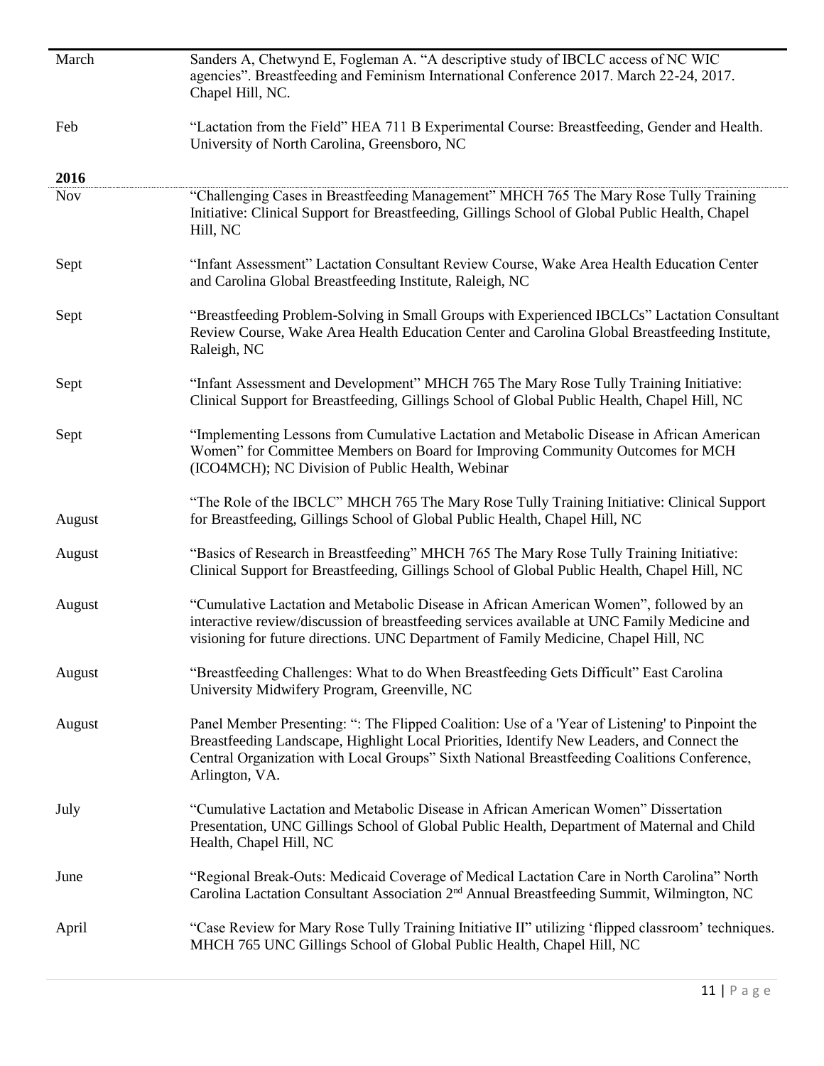| | |
|---|---|
| March | Sanders A, Chetwynd E, Fogleman A. "A descriptive study of IBCLC access of NC WIC agencies". Breastfeeding and Feminism International Conference 2017. March 22-24, 2017. Chapel Hill, NC. |
| Feb | "Lactation from the Field" HEA 711 B Experimental Course: Breastfeeding, Gender and Health. University of North Carolina, Greensboro, NC |

**2016**

| | |
|---|---|
| Nov | "Challenging Cases in Breastfeeding Management" MHCH 765 The Mary Rose Tully Training Initiative: Clinical Support for Breastfeeding, Gillings School of Global Public Health, Chapel Hill, NC |
| Sept | "Infant Assessment" Lactation Consultant Review Course, Wake Area Health Education Center and Carolina Global Breastfeeding Institute, Raleigh, NC |
| Sept | "Breastfeeding Problem-Solving in Small Groups with Experienced IBCLCs" Lactation Consultant Review Course, Wake Area Health Education Center and Carolina Global Breastfeeding Institute, Raleigh, NC |
| Sept | "Infant Assessment and Development" MHCH 765 The Mary Rose Tully Training Initiative: Clinical Support for Breastfeeding, Gillings School of Global Public Health, Chapel Hill, NC |
| Sept | "Implementing Lessons from Cumulative Lactation and Metabolic Disease in African American Women" for Committee Members on Board for Improving Community Outcomes for MCH (ICO4MCH); NC Division of Public Health, Webinar |
| August | "The Role of the IBCLC" MHCH 765 The Mary Rose Tully Training Initiative: Clinical Support for Breastfeeding, Gillings School of Global Public Health, Chapel Hill, NC |
| August | "Basics of Research in Breastfeeding" MHCH 765 The Mary Rose Tully Training Initiative: Clinical Support for Breastfeeding, Gillings School of Global Public Health, Chapel Hill, NC |
| August | "Cumulative Lactation and Metabolic Disease in African American Women", followed by an interactive review/discussion of breastfeeding services available at UNC Family Medicine and visioning for future directions. UNC Department of Family Medicine, Chapel Hill, NC |
| August | "Breastfeeding Challenges: What to do When Breastfeeding Gets Difficult" East Carolina University Midwifery Program, Greenville, NC |
| August | Panel Member Presenting: ": The Flipped Coalition: Use of a 'Year of Listening' to Pinpoint the Breastfeeding Landscape, Highlight Local Priorities, Identify New Leaders, and Connect the Central Organization with Local Groups" Sixth National Breastfeeding Coalitions Conference, Arlington, VA. |
| July | "Cumulative Lactation and Metabolic Disease in African American Women" Dissertation Presentation, UNC Gillings School of Global Public Health, Department of Maternal and Child Health, Chapel Hill, NC |
| June | "Regional Break-Outs: Medicaid Coverage of Medical Lactation Care in North Carolina" North Carolina Lactation Consultant Association 2nd Annual Breastfeeding Summit, Wilmington, NC |
| April | "Case Review for Mary Rose Tully Training Initiative II" utilizing 'flipped classroom' techniques. MHCH 765 UNC Gillings School of Global Public Health, Chapel Hill, NC |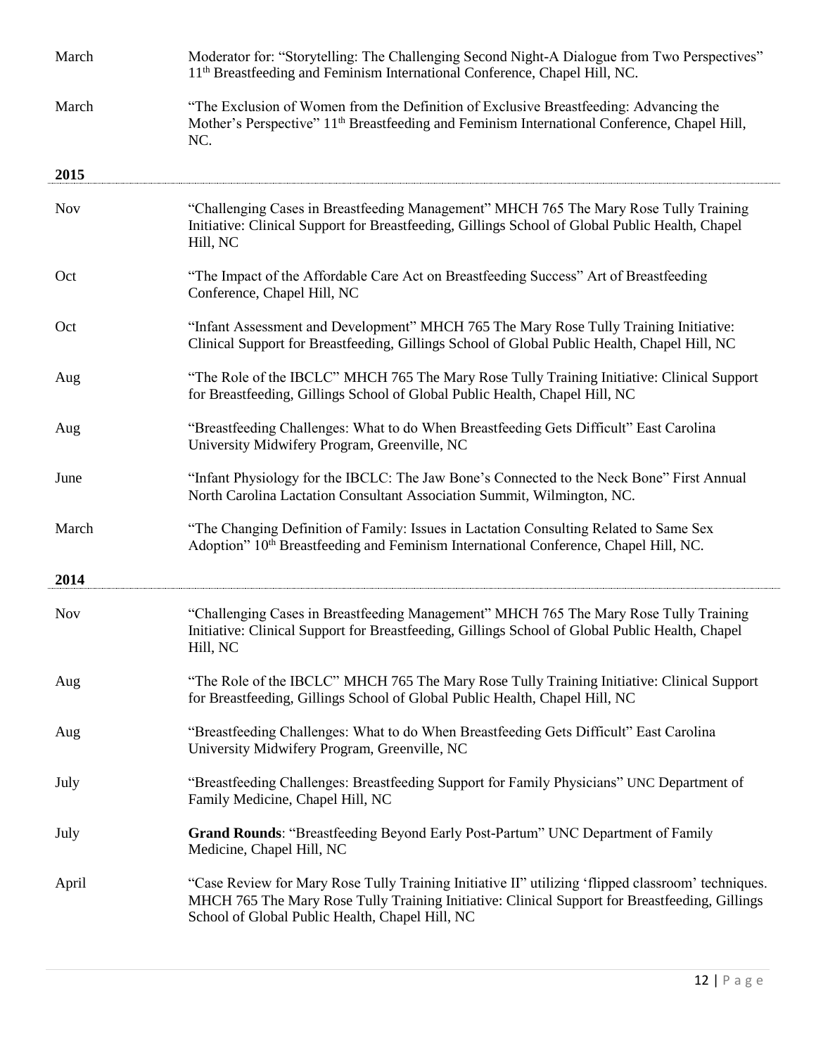March — Moderator for: "Storytelling: The Challenging Second Night-A Dialogue from Two Perspectives" 11th Breastfeeding and Feminism International Conference, Chapel Hill, NC.

March — "The Exclusion of Women from the Definition of Exclusive Breastfeeding: Advancing the Mother's Perspective" 11th Breastfeeding and Feminism International Conference, Chapel Hill, NC.

**2015**

Nov — "Challenging Cases in Breastfeeding Management" MHCH 765 The Mary Rose Tully Training Initiative: Clinical Support for Breastfeeding, Gillings School of Global Public Health, Chapel Hill, NC

Oct — "The Impact of the Affordable Care Act on Breastfeeding Success" Art of Breastfeeding Conference, Chapel Hill, NC

Oct — "Infant Assessment and Development" MHCH 765 The Mary Rose Tully Training Initiative: Clinical Support for Breastfeeding, Gillings School of Global Public Health, Chapel Hill, NC

Aug — "The Role of the IBCLC" MHCH 765 The Mary Rose Tully Training Initiative: Clinical Support for Breastfeeding, Gillings School of Global Public Health, Chapel Hill, NC

Aug — "Breastfeeding Challenges: What to do When Breastfeeding Gets Difficult" East Carolina University Midwifery Program, Greenville, NC

June — "Infant Physiology for the IBCLC: The Jaw Bone's Connected to the Neck Bone" First Annual North Carolina Lactation Consultant Association Summit, Wilmington, NC.

March — "The Changing Definition of Family: Issues in Lactation Consulting Related to Same Sex Adoption" 10th Breastfeeding and Feminism International Conference, Chapel Hill, NC.

**2014**

Nov — "Challenging Cases in Breastfeeding Management" MHCH 765 The Mary Rose Tully Training Initiative: Clinical Support for Breastfeeding, Gillings School of Global Public Health, Chapel Hill, NC

Aug — "The Role of the IBCLC" MHCH 765 The Mary Rose Tully Training Initiative: Clinical Support for Breastfeeding, Gillings School of Global Public Health, Chapel Hill, NC

Aug — "Breastfeeding Challenges: What to do When Breastfeeding Gets Difficult" East Carolina University Midwifery Program, Greenville, NC

July — "Breastfeeding Challenges: Breastfeeding Support for Family Physicians" UNC Department of Family Medicine, Chapel Hill, NC

July — **Grand Rounds**: "Breastfeeding Beyond Early Post-Partum" UNC Department of Family Medicine, Chapel Hill, NC

April — "Case Review for Mary Rose Tully Training Initiative II" utilizing 'flipped classroom' techniques. MHCH 765 The Mary Rose Tully Training Initiative: Clinical Support for Breastfeeding, Gillings School of Global Public Health, Chapel Hill, NC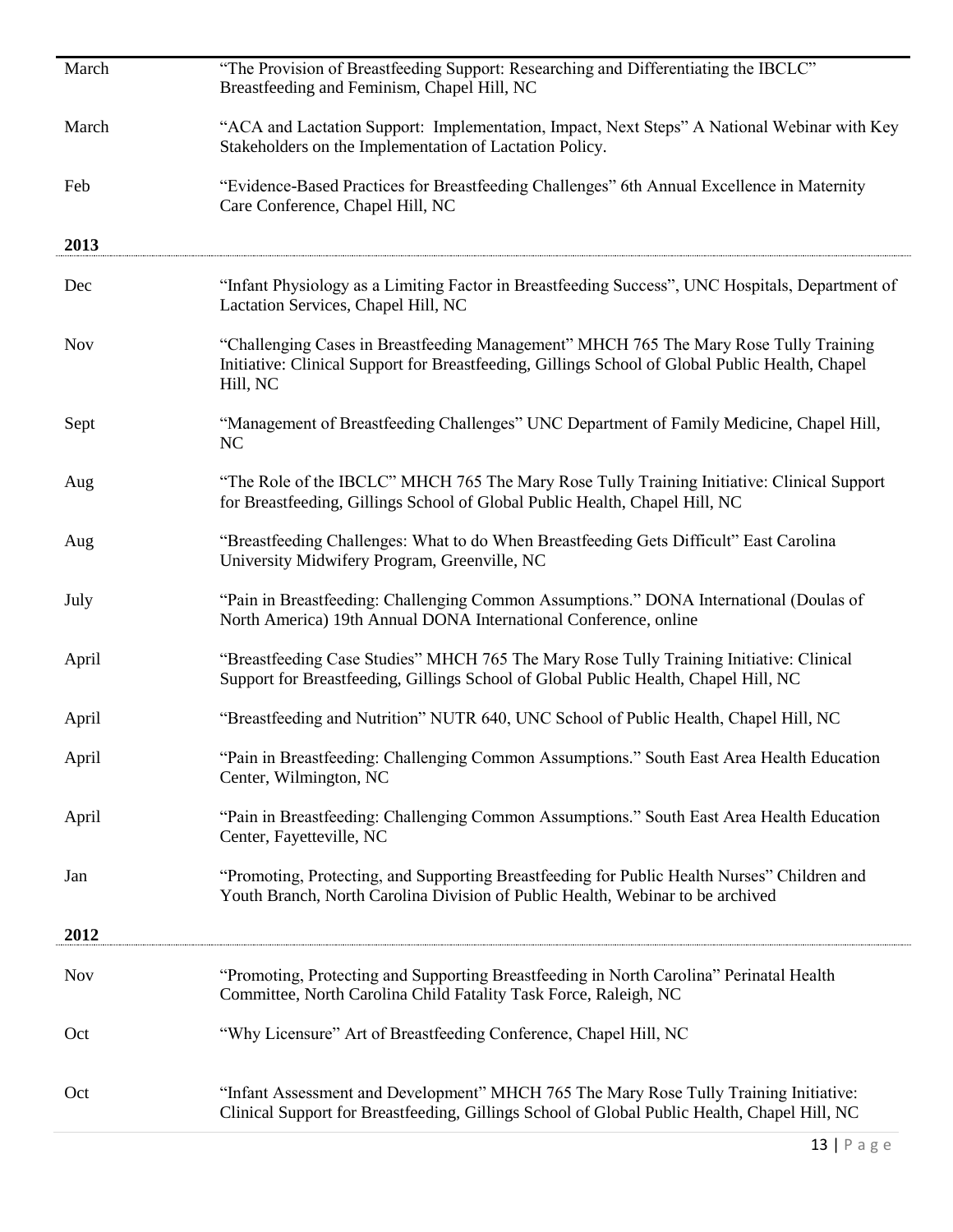| | |
|---|---|
| March | "The Provision of Breastfeeding Support: Researching and Differentiating the IBCLC" Breastfeeding and Feminism, Chapel Hill, NC |
| March | "ACA and Lactation Support: Implementation, Impact, Next Steps" A National Webinar with Key Stakeholders on the Implementation of Lactation Policy. |
| Feb | "Evidence-Based Practices for Breastfeeding Challenges" 6th Annual Excellence in Maternity Care Conference, Chapel Hill, NC |

**2013**

| | |
|---|---|
| Dec | "Infant Physiology as a Limiting Factor in Breastfeeding Success", UNC Hospitals, Department of Lactation Services, Chapel Hill, NC |
| Nov | "Challenging Cases in Breastfeeding Management" MHCH 765 The Mary Rose Tully Training Initiative: Clinical Support for Breastfeeding, Gillings School of Global Public Health, Chapel Hill, NC |
| Sept | "Management of Breastfeeding Challenges" UNC Department of Family Medicine, Chapel Hill, NC |
| Aug | "The Role of the IBCLC" MHCH 765 The Mary Rose Tully Training Initiative: Clinical Support for Breastfeeding, Gillings School of Global Public Health, Chapel Hill, NC |
| Aug | "Breastfeeding Challenges: What to do When Breastfeeding Gets Difficult" East Carolina University Midwifery Program, Greenville, NC |
| July | "Pain in Breastfeeding: Challenging Common Assumptions." DONA International (Doulas of North America) 19th Annual DONA International Conference, online |
| April | "Breastfeeding Case Studies" MHCH 765 The Mary Rose Tully Training Initiative: Clinical Support for Breastfeeding, Gillings School of Global Public Health, Chapel Hill, NC |
| April | "Breastfeeding and Nutrition" NUTR 640, UNC School of Public Health, Chapel Hill, NC |
| April | "Pain in Breastfeeding: Challenging Common Assumptions." South East Area Health Education Center, Wilmington, NC |
| April | "Pain in Breastfeeding: Challenging Common Assumptions." South East Area Health Education Center, Fayetteville, NC |
| Jan | "Promoting, Protecting, and Supporting Breastfeeding for Public Health Nurses" Children and Youth Branch, North Carolina Division of Public Health, Webinar to be archived |

**2012**

| | |
|---|---|
| Nov | "Promoting, Protecting and Supporting Breastfeeding in North Carolina" Perinatal Health Committee, North Carolina Child Fatality Task Force, Raleigh, NC |
| Oct | "Why Licensure" Art of Breastfeeding Conference, Chapel Hill, NC |
| Oct | "Infant Assessment and Development" MHCH 765 The Mary Rose Tully Training Initiative: Clinical Support for Breastfeeding, Gillings School of Global Public Health, Chapel Hill, NC |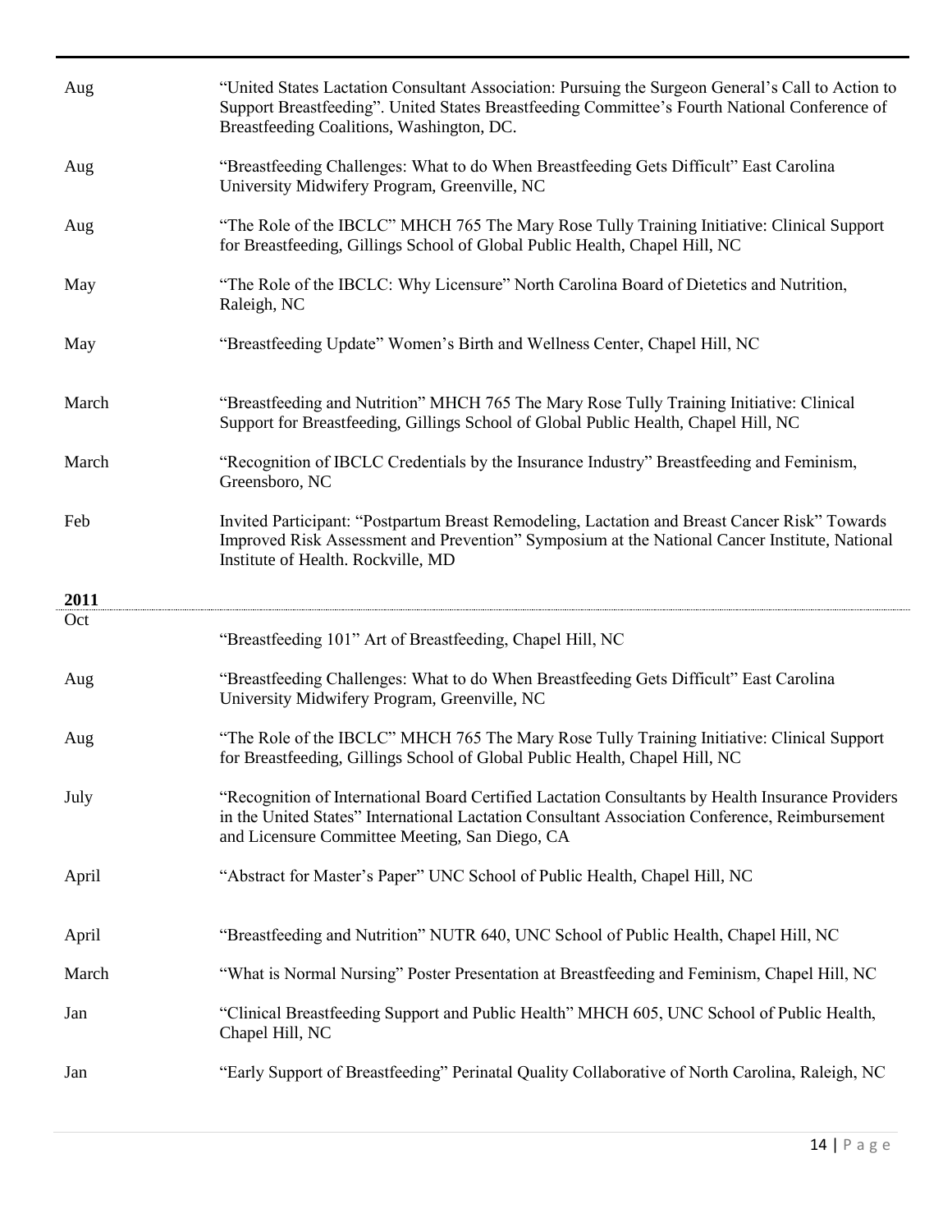Aug — "United States Lactation Consultant Association: Pursuing the Surgeon General's Call to Action to Support Breastfeeding". United States Breastfeeding Committee's Fourth National Conference of Breastfeeding Coalitions, Washington, DC.

Aug — "Breastfeeding Challenges: What to do When Breastfeeding Gets Difficult" East Carolina University Midwifery Program, Greenville, NC

Aug — "The Role of the IBCLC" MHCH 765 The Mary Rose Tully Training Initiative: Clinical Support for Breastfeeding, Gillings School of Global Public Health, Chapel Hill, NC

May — "The Role of the IBCLC: Why Licensure" North Carolina Board of Dietetics and Nutrition, Raleigh, NC

May — "Breastfeeding Update" Women's Birth and Wellness Center, Chapel Hill, NC

March — "Breastfeeding and Nutrition" MHCH 765 The Mary Rose Tully Training Initiative: Clinical Support for Breastfeeding, Gillings School of Global Public Health, Chapel Hill, NC

March — "Recognition of IBCLC Credentials by the Insurance Industry" Breastfeeding and Feminism, Greensboro, NC

Feb — Invited Participant: "Postpartum Breast Remodeling, Lactation and Breast Cancer Risk" Towards Improved Risk Assessment and Prevention" Symposium at the National Cancer Institute, National Institute of Health. Rockville, MD

**2011**

Oct — "Breastfeeding 101" Art of Breastfeeding, Chapel Hill, NC

Aug — "Breastfeeding Challenges: What to do When Breastfeeding Gets Difficult" East Carolina University Midwifery Program, Greenville, NC

Aug — "The Role of the IBCLC" MHCH 765 The Mary Rose Tully Training Initiative: Clinical Support for Breastfeeding, Gillings School of Global Public Health, Chapel Hill, NC

July — "Recognition of International Board Certified Lactation Consultants by Health Insurance Providers in the United States" International Lactation Consultant Association Conference, Reimbursement and Licensure Committee Meeting, San Diego, CA

April — "Abstract for Master's Paper" UNC School of Public Health, Chapel Hill, NC

April — "Breastfeeding and Nutrition" NUTR 640, UNC School of Public Health, Chapel Hill, NC

March — "What is Normal Nursing" Poster Presentation at Breastfeeding and Feminism, Chapel Hill, NC

Jan — "Clinical Breastfeeding Support and Public Health" MHCH 605, UNC School of Public Health, Chapel Hill, NC

Jan — "Early Support of Breastfeeding" Perinatal Quality Collaborative of North Carolina, Raleigh, NC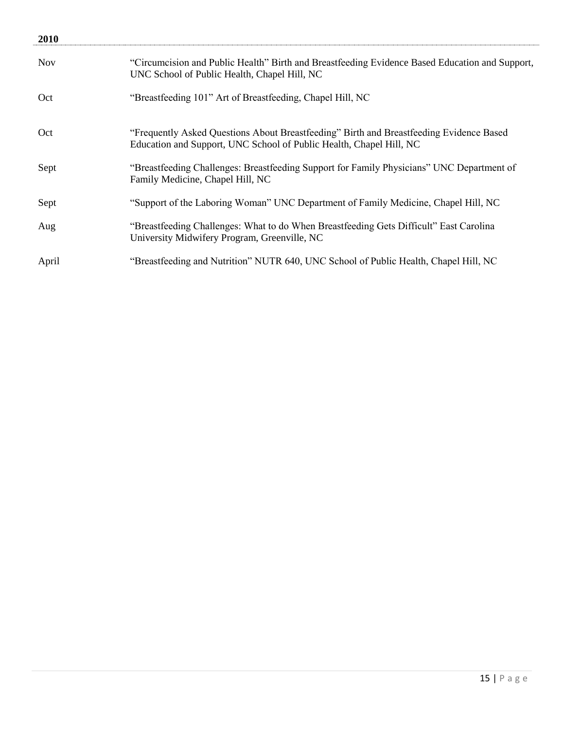**2010**

| | |
|---|---|
| Nov | "Circumcision and Public Health" Birth and Breastfeeding Evidence Based Education and Support, UNC School of Public Health, Chapel Hill, NC |
| Oct | "Breastfeeding 101" Art of Breastfeeding, Chapel Hill, NC |
| Oct | "Frequently Asked Questions About Breastfeeding" Birth and Breastfeeding Evidence Based Education and Support, UNC School of Public Health, Chapel Hill, NC |
| Sept | "Breastfeeding Challenges: Breastfeeding Support for Family Physicians" UNC Department of Family Medicine, Chapel Hill, NC |
| Sept | "Support of the Laboring Woman" UNC Department of Family Medicine, Chapel Hill, NC |
| Aug | "Breastfeeding Challenges: What to do When Breastfeeding Gets Difficult" East Carolina University Midwifery Program, Greenville, NC |
| April | "Breastfeeding and Nutrition" NUTR 640, UNC School of Public Health, Chapel Hill, NC |